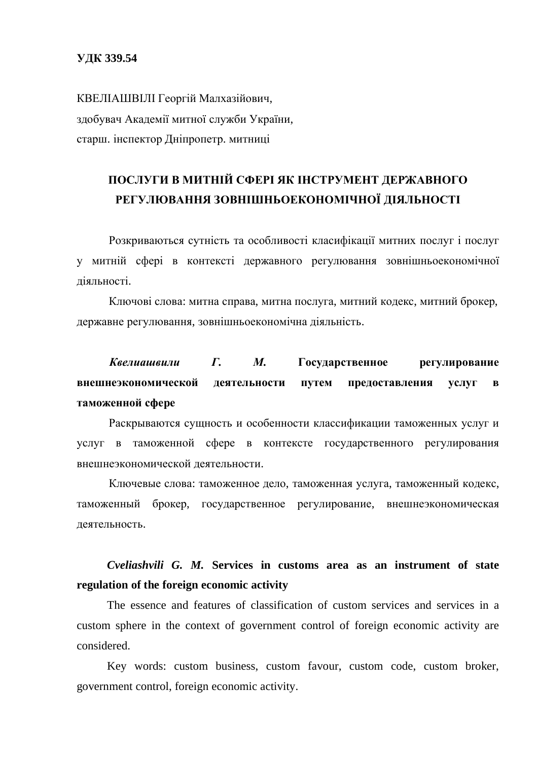**УДК 339.54**

КВЕЛІАШВІЛІ Георгій Малхазійович,
здобувач Академії митної служби України,
старш. інспектор Дніпропетр. митниці

# ПОСЛУГИ В МИТНІЙ СФЕРІ ЯК ІНСТРУМЕНТ ДЕРЖАВНОГО РЕГУЛЮВАННЯ ЗОВНІШНЬОЕКОНОМІЧНОЇ ДІЯЛЬНОСТІ

Розкриваються сутність та особливості класифікації митних послуг і послуг у митній сфері в контексті державного регулювання зовнішньоекономічної діяльності.

Ключові слова: митна справа, митна послуга, митний кодекс, митний брокер, державне регулювання, зовнішньоекономічна діяльність.

***Квелиашвили Г. М.*** **Государственное регулирование внешнеэкономической деятельности путем предоставления услуг в таможенной сфере**

Раскрываются сущность и особенности классификации таможенных услуг и услуг в таможенной сфере в контексте государственного регулирования внешнеэкономической деятельности.

Ключевые слова: таможенное дело, таможенная услуга, таможенный кодекс, таможенный брокер, государственное регулирование, внешнеэкономическая деятельность.

***Cveliashvili G. M.*** **Services in customs area as an instrument of state regulation of the foreign economic activity**

The essence and features of classification of custom services and services in a custom sphere in the context of government control of foreign economic activity are considered.

Key words: custom business, custom favour, custom code, custom broker, government control, foreign economic activity.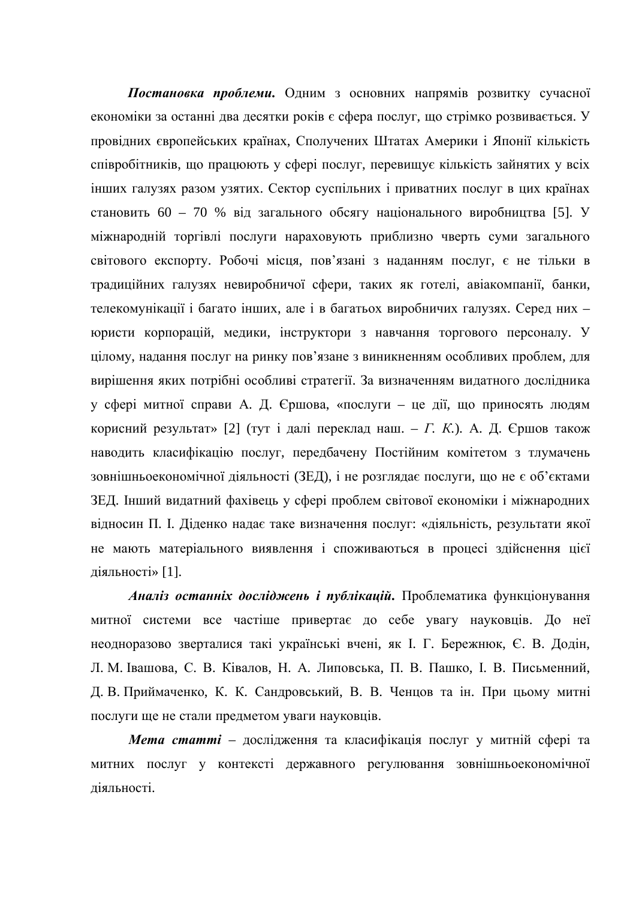***Постановка проблеми.*** Одним з основних напрямів розвитку сучасної економіки за останні два десятки років є сфера послуг, що стрімко розвивається. У провідних європейських країнах, Сполучених Штатах Америки і Японії кількість співробітників, що працюють у сфері послуг, перевищує кількість зайнятих у всіх інших галузях разом узятих. Сектор суспільних і приватних послуг в цих країнах становить 60 – 70 % від загального обсягу національного виробництва [5]. У міжнародній торгівлі послуги нараховують приблизно чверть суми загального світового експорту. Робочі місця, пов’язані з наданням послуг, є не тільки в традиційних галузях невиробничої сфери, таких як готелі, авіакомпанії, банки, телекомунікації і багато інших, але і в багатьох виробничих галузях. Серед них – юристи корпорацій, медики, інструктори з навчання торгового персоналу. У цілому, надання послуг на ринку пов’язане з виникненням особливих проблем, для вирішення яких потрібні особливі стратегії. За визначенням видатного дослідника у сфері митної справи А. Д. Єршова, «послуги – це дії, що приносять людям корисний результат» [2] (тут і далі переклад наш. – *Г. К.*). А. Д. Єршов також наводить класифікацію послуг, передбачену Постійним комітетом з тлумачень зовнішньоекономічної діяльності (ЗЕД), і не розглядає послуги, що не є об’єктами ЗЕД. Інший видатний фахівець у сфері проблем світової економіки і міжнародних відносин П. І. Діденко надає таке визначення послуг: «діяльність, результати якої не мають матеріального виявлення і споживаються в процесі здійснення цієї діяльності» [1].

***Аналіз останніх досліджень і публікацій.*** Проблематика функціонування митної системи все частіше привертає до себе увагу науковців. До неї неодноразово зверталися такі українські вчені, як І. Г. Бережнюк, Є. В. Додін, Л. М. Івашова, С. В. Ківалов, Н. А. Липовська, П. В. Пашко, І. В. Письменний, Д. В. Приймаченко, К. К. Сандровський, В. В. Ченцов та ін. При цьому митні послуги ще не стали предметом уваги науковців.

***Мета статті*** – дослідження та класифікація послуг у митній сфері та митних послуг у контексті державного регулювання зовнішньоекономічної діяльності.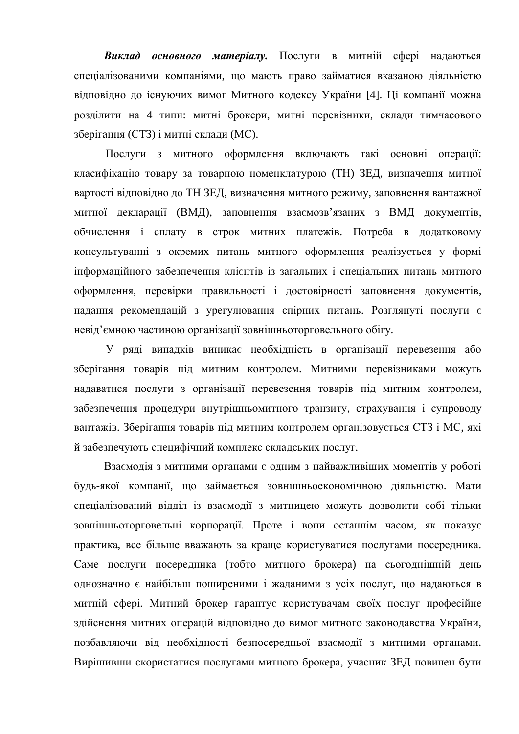***Виклад основного матеріалу.*** Послуги в митній сфері надаються спеціалізованими компаніями, що мають право займатися вказаною діяльністю відповідно до існуючих вимог Митного кодексу України [4]. Ці компанії можна розділити на 4 типи: митні брокери, митні перевізники, склади тимчасового зберігання (СТЗ) і митні склади (МС).

Послуги з митного оформлення включають такі основні операції: класифікацію товару за товарною номенклатурою (ТН) ЗЕД, визначення митної вартості відповідно до ТН ЗЕД, визначення митного режиму, заповнення вантажної митної декларації (ВМД), заповнення взаємозв'язаних з ВМД документів, обчислення і сплату в строк митних платежів. Потреба в додатковому консультуванні з окремих питань митного оформлення реалізується у формі інформаційного забезпечення клієнтів із загальних і спеціальних питань митного оформлення, перевірки правильності і достовірності заповнення документів, надання рекомендацій з урегулювання спірних питань. Розглянуті послуги є невід'ємною частиною організації зовнішньоторговельного обігу.

У ряді випадків виникає необхідність в організації перевезення або зберігання товарів під митним контролем. Митними перевізниками можуть надаватися послуги з організації перевезення товарів під митним контролем, забезпечення процедури внутрішньомитного транзиту, страхування і супроводу вантажів. Зберігання товарів під митним контролем організовується СТЗ і МС, які й забезпечують специфічний комплекс складських послуг.

Взаємодія з митними органами є одним з найважливіших моментів у роботі будь-якої компанії, що займається зовнішньоекономічною діяльністю. Мати спеціалізований відділ із взаємодії з митницею можуть дозволити собі тільки зовнішньоторговельні корпорації. Проте і вони останнім часом, як показує практика, все більше вважають за краще користуватися послугами посередника. Саме послуги посередника (тобто митного брокера) на сьогоднішній день однозначно є найбільш поширеними і жаданими з усіх послуг, що надаються в митній сфері. Митний брокер гарантує користувачам своїх послуг професійне здійснення митних операцій відповідно до вимог митного законодавства України, позбавляючи від необхідності безпосередньої взаємодії з митними органами. Вирішивши скористатися послугами митного брокера, учасник ЗЕД повинен бути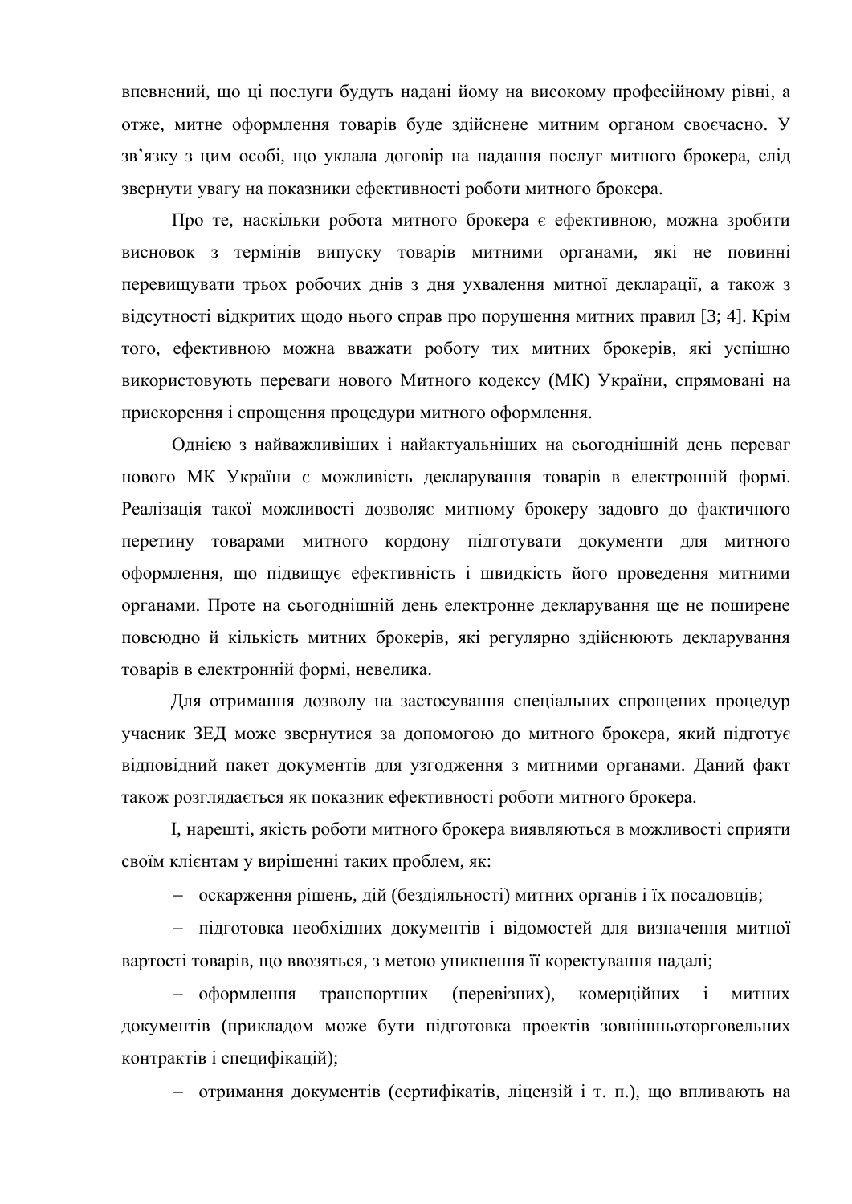впевнений, що ці послуги будуть надані йому на високому професійному рівні, а отже, митне оформлення товарів буде здійснене митним органом своєчасно. У зв'язку з цим особі, що уклала договір на надання послуг митного брокера, слід звернути увагу на показники ефективності роботи митного брокера.

Про те, наскільки робота митного брокера є ефективною, можна зробити висновок з термінів випуску товарів митними органами, які не повинні перевищувати трьох робочих днів з дня ухвалення митної декларації, а також з відсутності відкритих щодо нього справ про порушення митних правил [3; 4]. Крім того, ефективною можна вважати роботу тих митних брокерів, які успішно використовують переваги нового Митного кодексу (МК) України, спрямовані на прискорення і спрощення процедури митного оформлення.

Однією з найважливіших і найактуальніших на сьогоднішній день переваг нового МК України є можливість декларування товарів в електронній формі. Реалізація такої можливості дозволяє митному брокеру задовго до фактичного перетину товарами митного кордону підготувати документи для митного оформлення, що підвищує ефективність і швидкість його проведення митними органами. Проте на сьогоднішній день електронне декларування ще не поширене повсюдно й кількість митних брокерів, які регулярно здійснюють декларування товарів в електронній формі, невелика.

Для отримання дозволу на застосування спеціальних спрощених процедур учасник ЗЕД може звернутися за допомогою до митного брокера, який підготує відповідний пакет документів для узгодження з митними органами. Даний факт також розглядається як показник ефективності роботи митного брокера.

І, нарешті, якість роботи митного брокера виявляються в можливості сприяти своїм клієнтам у вирішенні таких проблем, як:

- оскарження рішень, дій (бездіяльності) митних органів і їх посадовців;
- підготовка необхідних документів і відомостей для визначення митної вартості товарів, що ввозяться, з метою уникнення її коректування надалі;
- оформлення транспортних (перевізних), комерційних і митних документів (прикладом може бути підготовка проектів зовнішньоторговельних контрактів і специфікацій);
- отримання документів (сертифікатів, ліцензій і т. п.), що впливають на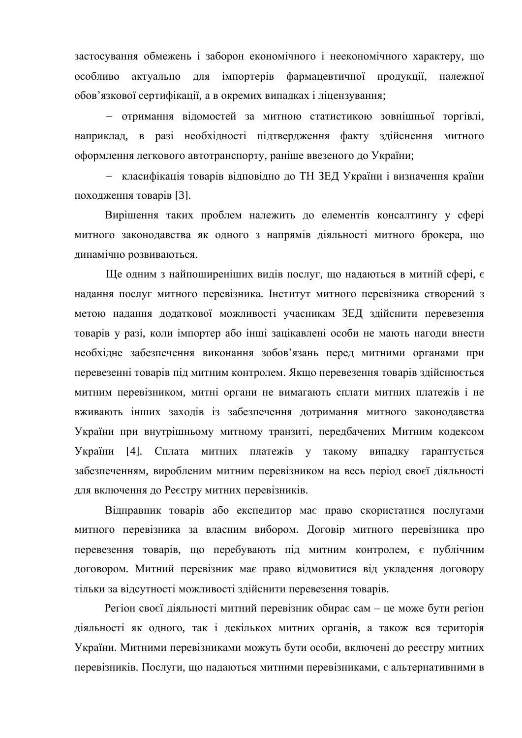застосування обмежень і заборон економічного і неекономічного характеру, що особливо актуально для імпортерів фармацевтичної продукції, належної обов'язкової сертифікації, а в окремих випадках і ліцензування;

– отримання відомостей за митною статистикою зовнішньої торгівлі, наприклад, в разі необхідності підтвердження факту здійснення митного оформлення легкового автотранспорту, раніше ввезеного до України;

– класифікація товарів відповідно до ТН ЗЕД України і визначення країни походження товарів [3].

Вирішення таких проблем належить до елементів консалтингу у сфері митного законодавства як одного з напрямів діяльності митного брокера, що динамічно розвиваються.

Ще одним з найпоширеніших видів послуг, що надаються в митній сфері, є надання послуг митного перевізника. Інститут митного перевізника створений з метою надання додаткової можливості учасникам ЗЕД здійснити перевезення товарів у разі, коли імпортер або інші зацікавлені особи не мають нагоди внести необхідне забезпечення виконання зобов'язань перед митними органами при перевезенні товарів під митним контролем. Якщо перевезення товарів здійснюється митним перевізником, митні органи не вимагають сплати митних платежів і не вживають інших заходів із забезпечення дотримання митного законодавства України при внутрішньому митному транзиті, передбачених Митним кодексом України [4]. Сплата митних платежів у такому випадку гарантується забезпеченням, виробленим митним перевізником на весь період своєї діяльності для включення до Реєстру митних перевізників.

Відправник товарів або експедитор має право скористатися послугами митного перевізника за власним вибором. Договір митного перевізника про перевезення товарів, що перебувають під митним контролем, є публічним договором. Митний перевізник має право відмовитися від укладення договору тільки за відсутності можливості здійснити перевезення товарів.

Регіон своєї діяльності митний перевізник обирає сам – це може бути регіон діяльності як одного, так і декількох митних органів, а також вся територія України. Митними перевізниками можуть бути особи, включені до реєстру митних перевізників. Послуги, що надаються митними перевізниками, є альтернативними в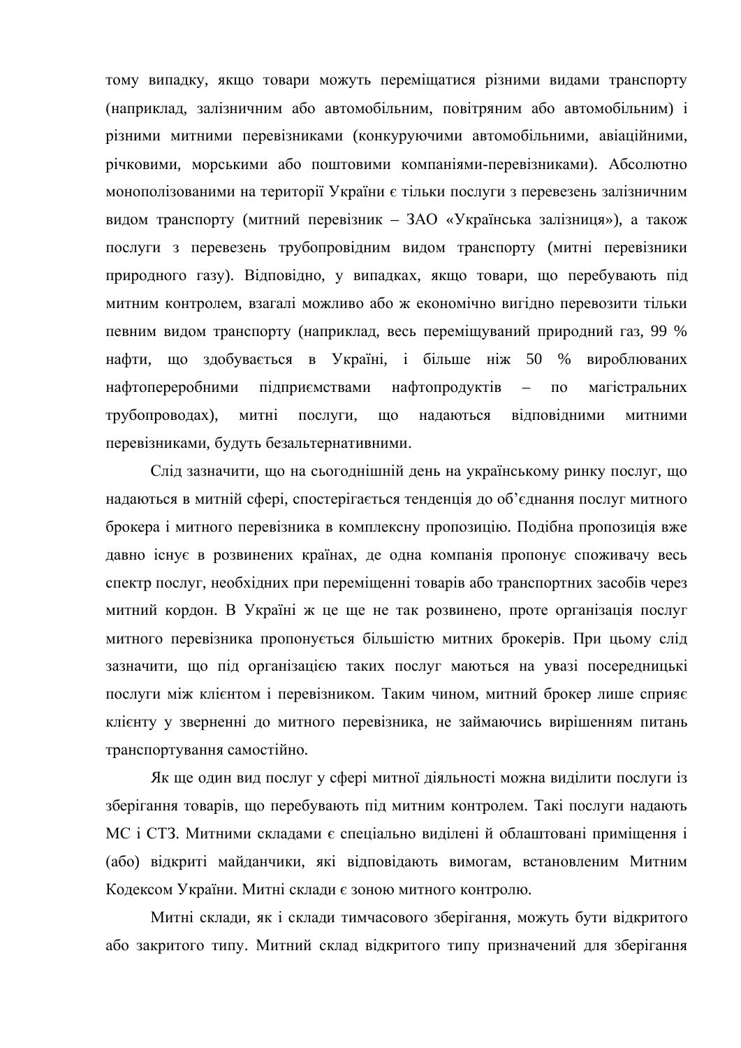тому випадку, якщо товари можуть переміщатися різними видами транспорту (наприклад, залізничним або автомобільним, повітряним або автомобільним) і різними митними перевізниками (конкуруючими автомобільними, авіаційними, річковими, морськими або поштовими компаніями-перевізниками). Абсолютно монополізованими на території України є тільки послуги з перевезень залізничним видом транспорту (митний перевізник – ЗАО «Українська залізниця»), а також послуги з перевезень трубопровідним видом транспорту (митні перевізники природного газу). Відповідно, у випадках, якщо товари, що перебувають під митним контролем, взагалі можливо або ж економічно вигідно перевозити тільки певним видом транспорту (наприклад, весь переміщуваний природний газ, 99 % нафти, що здобувається в Україні, і більше ніж 50 % вироблюваних нафтопереробними підприємствами нафтопродуктів – по магістральних трубопроводах), митні послуги, що надаються відповідними митними перевізниками, будуть безальтернативними.

Слід зазначити, що на сьогоднішній день на українському ринку послуг, що надаються в митній сфері, спостерігається тенденція до об'єднання послуг митного брокера і митного перевізника в комплексну пропозицію. Подібна пропозиція вже давно існує в розвинених країнах, де одна компанія пропонує споживачу весь спектр послуг, необхідних при переміщенні товарів або транспортних засобів через митний кордон. В Україні ж це ще не так розвинено, проте організація послуг митного перевізника пропонується більшістю митних брокерів. При цьому слід зазначити, що під організацією таких послуг маються на увазі посередницькі послуги між клієнтом і перевізником. Таким чином, митний брокер лише сприяє клієнту у зверненні до митного перевізника, не займаючись вирішенням питань транспортування самостійно.

Як ще один вид послуг у сфері митної діяльності можна виділити послуги із зберігання товарів, що перебувають під митним контролем. Такі послуги надають МС і СТЗ. Митними складами є спеціально виділені й облаштовані приміщення і (або) відкриті майданчики, які відповідають вимогам, встановленим Митним Кодексом України. Митні склади є зоною митного контролю.

Митні склади, як і склади тимчасового зберігання, можуть бути відкритого або закритого типу. Митний склад відкритого типу призначений для зберігання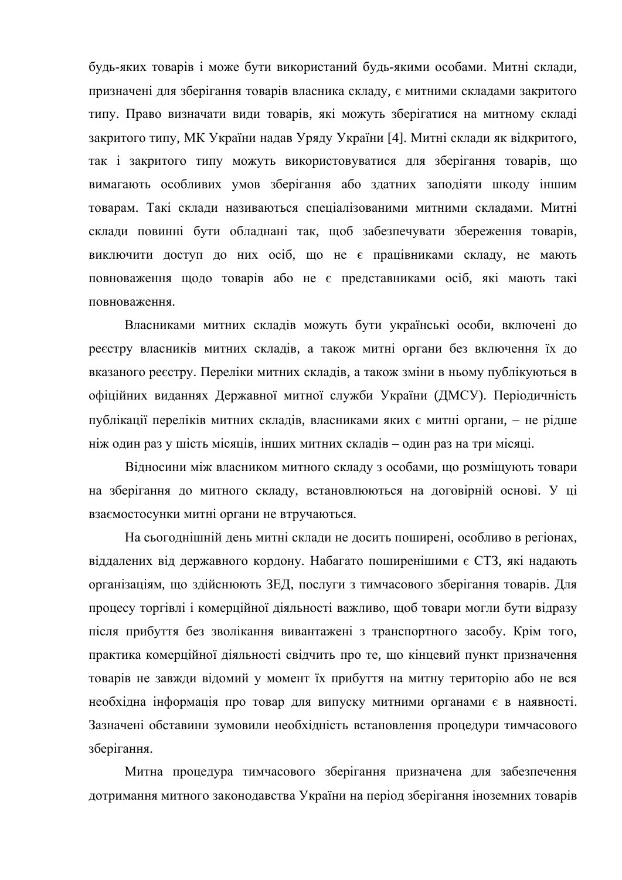будь-яких товарів і може бути використаний будь-якими особами. Митні склади, призначені для зберігання товарів власника складу, є митними складами закритого типу. Право визначати види товарів, які можуть зберігатися на митному складі закритого типу, МК України надав Уряду України [4]. Митні склади як відкритого, так і закритого типу можуть використовуватися для зберігання товарів, що вимагають особливих умов зберігання або здатних заподіяти шкоду іншим товарам. Такі склади називаються спеціалізованими митними складами. Митні склади повинні бути обладнані так, щоб забезпечувати збереження товарів, виключити доступ до них осіб, що не є працівниками складу, не мають повноваження щодо товарів або не є представниками осіб, які мають такі повноваження.

Власниками митних складів можуть бути українські особи, включені до реєстру власників митних складів, а також митні органи без включення їх до вказаного реєстру. Переліки митних складів, а також зміни в ньому публікуються в офіційних виданнях Державної митної служби України (ДМСУ). Періодичність публікації переліків митних складів, власниками яких є митні органи, – не рідше ніж один раз у шість місяців, інших митних складів – один раз на три місяці.

Відносини між власником митного складу з особами, що розміщують товари на зберігання до митного складу, встановлюються на договірній основі. У ці взаємостосунки митні органи не втручаються.

На сьогоднішній день митні склади не досить поширені, особливо в регіонах, віддалених від державного кордону. Набагато поширенішими є СТЗ, які надають організаціям, що здійснюють ЗЕД, послуги з тимчасового зберігання товарів. Для процесу торгівлі і комерційної діяльності важливо, щоб товари могли бути відразу після прибуття без зволікання вивантажені з транспортного засобу. Крім того, практика комерційної діяльності свідчить про те, що кінцевий пункт призначення товарів не завжди відомий у момент їх прибуття на митну територію або не вся необхідна інформація про товар для випуску митними органами є в наявності. Зазначені обставини зумовили необхідність встановлення процедури тимчасового зберігання.

Митна процедура тимчасового зберігання призначена для забезпечення дотримання митного законодавства України на період зберігання іноземних товарів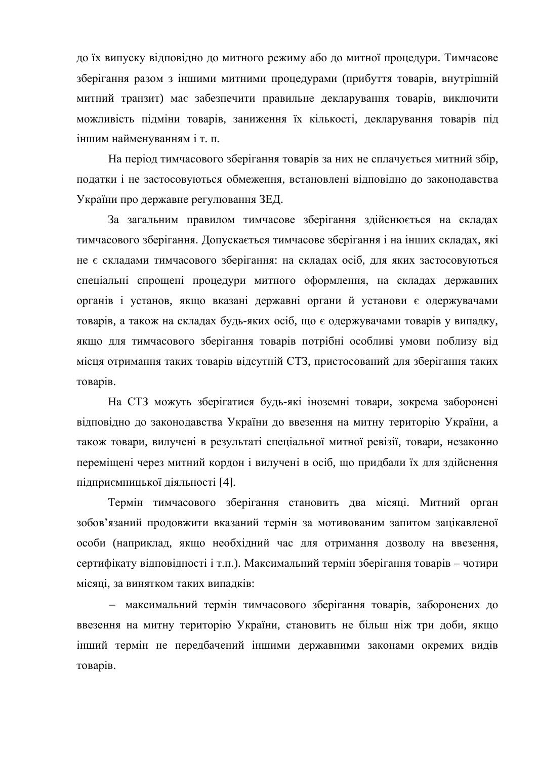до їх випуску відповідно до митного режиму або до митної процедури. Тимчасове зберігання разом з іншими митними процедурами (прибуття товарів, внутрішній митний транзит) має забезпечити правильне декларування товарів, виключити можливість підміни товарів, заниження їх кількості, декларування товарів під іншим найменуванням і т. п.

На період тимчасового зберігання товарів за них не сплачується митний збір, податки і не застосовуються обмеження, встановлені відповідно до законодавства України про державне регулювання ЗЕД.

За загальним правилом тимчасове зберігання здійснюється на складах тимчасового зберігання. Допускається тимчасове зберігання і на інших складах, які не є складами тимчасового зберігання: на складах осіб, для яких застосовуються спеціальні спрощені процедури митного оформлення, на складах державних органів і установ, якщо вказані державні органи й установи є одержувачами товарів, а також на складах будь-яких осіб, що є одержувачами товарів у випадку, якщо для тимчасового зберігання товарів потрібні особливі умови поблизу від місця отримання таких товарів відсутній СТЗ, пристосований для зберігання таких товарів.

На СТЗ можуть зберігатися будь-які іноземні товари, зокрема заборонені відповідно до законодавства України до ввезення на митну територію України, а також товари, вилучені в результаті спеціальної митної ревізії, товари, незаконно переміщені через митний кордон і вилучені в осіб, що придбали їх для здійснення підприємницької діяльності [4].

Термін тимчасового зберігання становить два місяці. Митний орган зобов'язаний продовжити вказаний термін за мотивованим запитом зацікавленої особи (наприклад, якщо необхідний час для отримання дозволу на ввезення, сертифікату відповідності і т.п.). Максимальний термін зберігання товарів – чотири місяці, за винятком таких випадків:

- максимальний термін тимчасового зберігання товарів, заборонених до ввезення на митну територію України, становить не більш ніж три доби, якщо інший термін не передбачений іншими державними законами окремих видів товарів.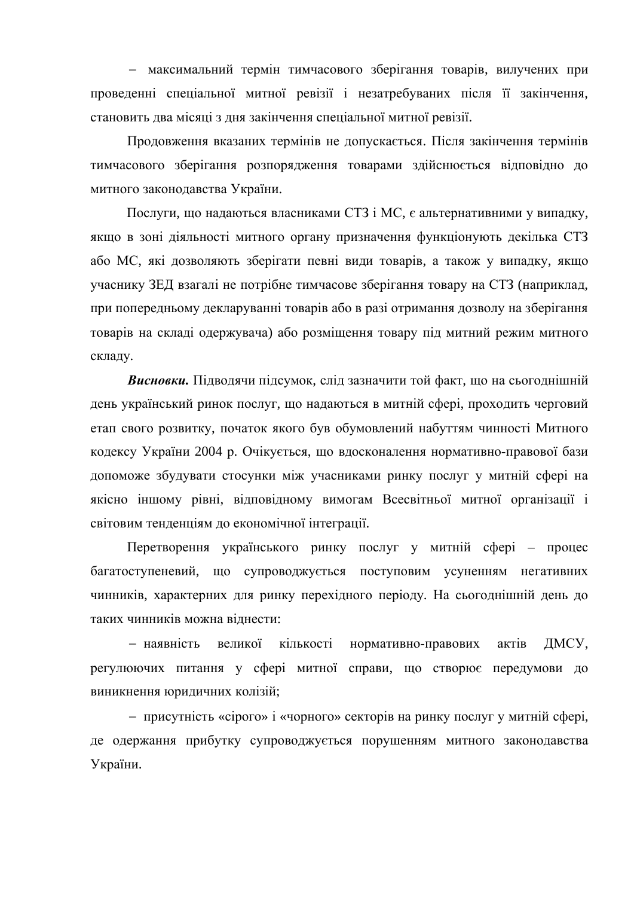– максимальний термін тимчасового зберігання товарів, вилучених при проведенні спеціальної митної ревізії і незатребуваних після її закінчення, становить два місяці з дня закінчення спеціальної митної ревізії.

Продовження вказаних термінів не допускається. Після закінчення термінів тимчасового зберігання розпорядження товарами здійснюється відповідно до митного законодавства України.

Послуги, що надаються власниками СТЗ і МС, є альтернативними у випадку, якщо в зоні діяльності митного органу призначення функціонують декілька СТЗ або МС, які дозволяють зберігати певні види товарів, а також у випадку, якщо учаснику ЗЕД взагалі не потрібне тимчасове зберігання товару на СТЗ (наприклад, при попередньому декларуванні товарів або в разі отримання дозволу на зберігання товарів на складі одержувача) або розміщення товару під митний режим митного складу.

***Висновки.*** Підводячи підсумок, слід зазначити той факт, що на сьогоднішній день український ринок послуг, що надаються в митній сфері, проходить черговий етап свого розвитку, початок якого був обумовлений набуттям чинності Митного кодексу України 2004 р. Очікується, що вдосконалення нормативно-правової бази допоможе збудувати стосунки між учасниками ринку послуг у митній сфері на якісно іншому рівні, відповідному вимогам Всесвітньої митної організації і світовим тенденціям до економічної інтеграції.

Перетворення українського ринку послуг у митній сфері – процес багатоступеневий, що супроводжується поступовим усуненням негативних чинників, характерних для ринку перехідного періоду. На сьогоднішній день до таких чинників можна віднести:

– наявність великої кількості нормативно-правових актів ДМСУ, регулюючих питання у сфері митної справи, що створює передумови до виникнення юридичних колізій;

– присутність «сірого» і «чорного» секторів на ринку послуг у митній сфері, де одержання прибутку супроводжується порушенням митного законодавства України.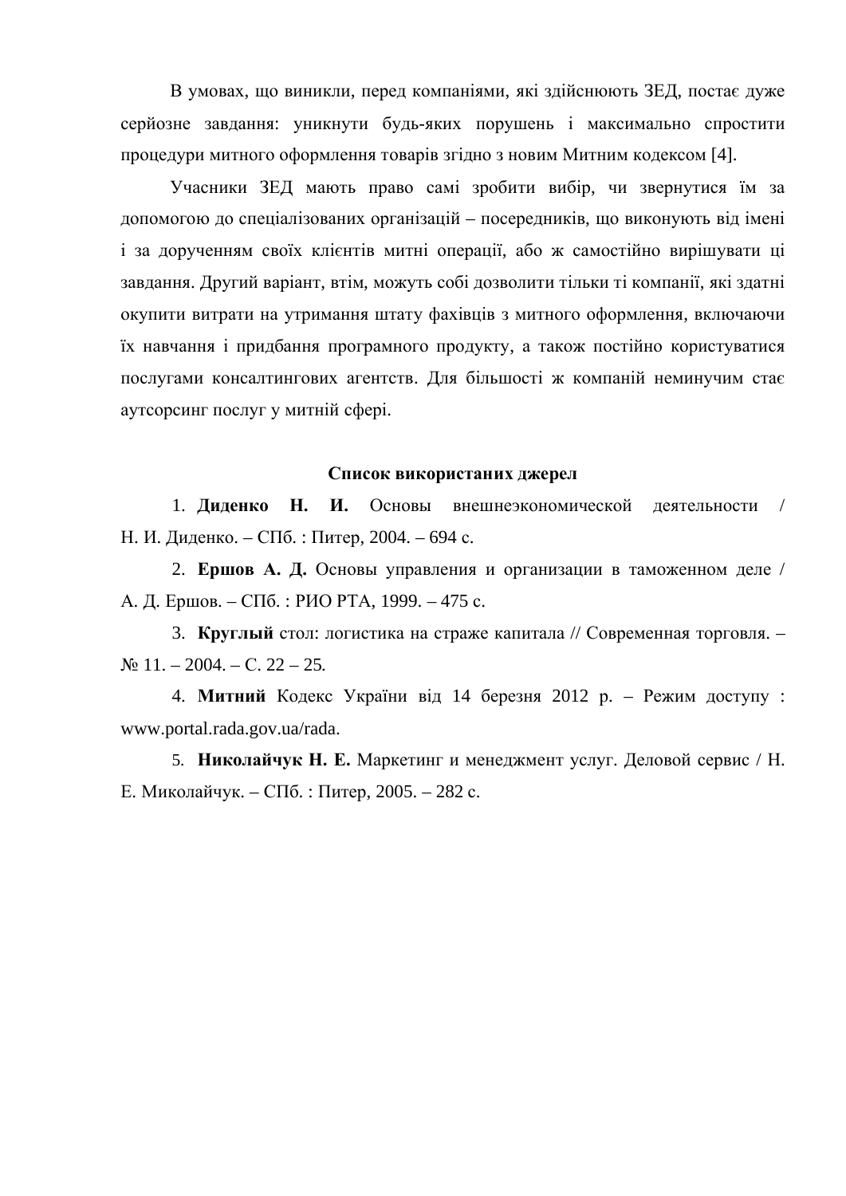В умовах, що виникли, перед компаніями, які здійснюють ЗЕД, постає дуже серйозне завдання: уникнути будь-яких порушень і максимально спростити процедури митного оформлення товарів згідно з новим Митним кодексом [4].

Учасники ЗЕД мають право самі зробити вибір, чи звернутися їм за допомогою до спеціалізованих організацій – посередників, що виконують від імені і за дорученням своїх клієнтів митні операції, або ж самостійно вирішувати ці завдання. Другий варіант, втім, можуть собі дозволити тільки ті компанії, які здатні окупити витрати на утримання штату фахівців з митного оформлення, включаючи їх навчання і придбання програмного продукту, а також постійно користуватися послугами консалтингових агентств. Для більшості ж компаній неминучим стає аутсорсинг послуг у митній сфері.

## Список використаних джерел

1. **Диденко Н. И.** Основы внешнеэкономической деятельности / Н. И. Диденко. – СПб. : Питер, 2004. – 694 с.
2. **Ершов А. Д.** Основы управления и организации в таможенном деле / А. Д. Ершов. – СПб. : РИО РТА, 1999. – 475 с.
3. **Круглый** стол: логистика на страже капитала // Современная торговля. – № 11. – 2004. – С. 22 – 25.
4. **Митний** Кодекс України від 14 березня 2012 р. – Режим доступу : www.portal.rada.gov.ua/rada.
5. **Николайчук Н. Е.** Маркетинг и менеджмент услуг. Деловой сервис / Н. Е. Миколайчук. – СПб. : Питер, 2005. – 282 с.